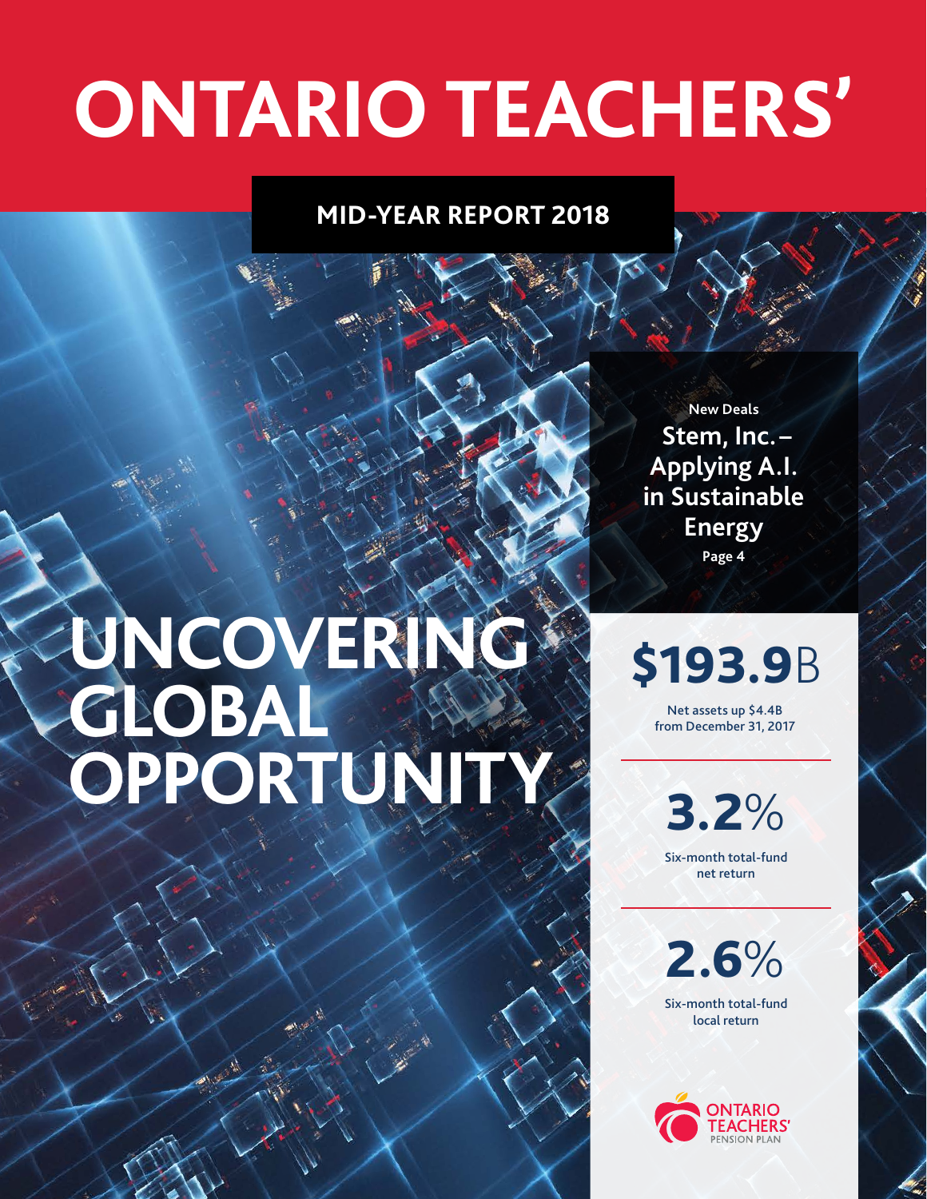# ONTARIO TEACHERS'

## MID-YEAR REPORT 2018

New Deals

**Stem, Inc. – Applying A.I. in Sustainable Energy**

Page 4

# UNCOVERING GLOBAL OPPORTUNITY

**$193.9B**

Net assets up $4.4B from December 31, 2017

**3.2%**

Six-month total-fund net return

**2.6%**

Six-month total-fund local return

ONTARIO TEACHERS' PENSION PLAN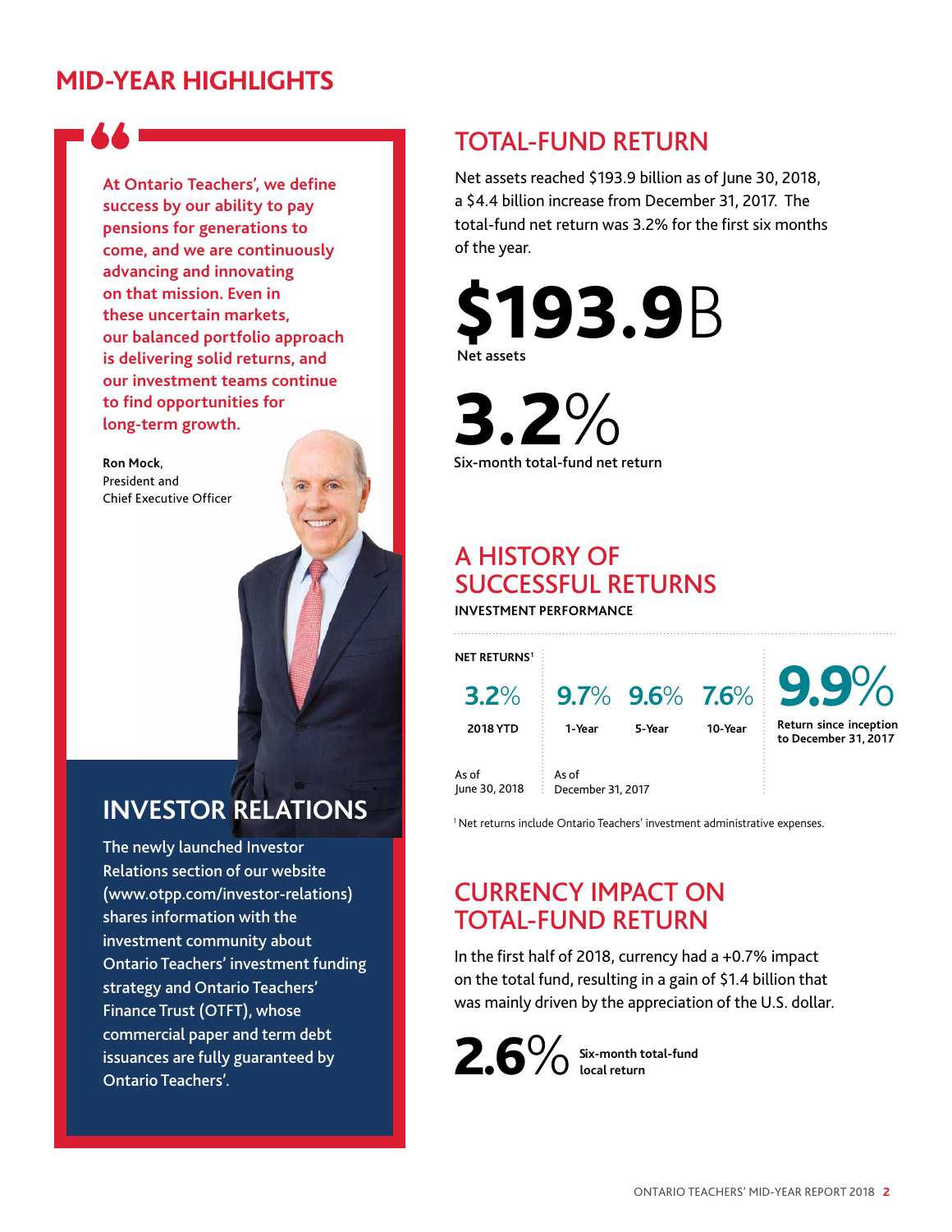# MID-YEAR HIGHLIGHTS

> At Ontario Teachers', we define success by our ability to pay pensions for generations to come, and we are continuously advancing and innovating on that mission. Even in these uncertain markets, our balanced portfolio approach is delivering solid returns, and our investment teams continue to find opportunities for long-term growth.

**Ron Mock,**
President and
Chief Executive Officer

## INVESTOR RELATIONS

The newly launched Investor Relations section of our website (www.otpp.com/investor-relations) shares information with the investment community about Ontario Teachers' investment funding strategy and Ontario Teachers' Finance Trust (OTFT), whose commercial paper and term debt issuances are fully guaranteed by Ontario Teachers'.

## TOTAL-FUND RETURN

Net assets reached $193.9 billion as of June 30, 2018, a $4.4 billion increase from December 31, 2017. The total-fund net return was 3.2% for the first six months of the year.

**$193.9B**
Net assets

**3.2%**
Six-month total-fund net return

## A HISTORY OF SUCCESSFUL RETURNS

**INVESTMENT PERFORMANCE**

**NET RETURNS**[1]

| 2018 YTD | 1-Year | 5-Year | 10-Year | Return since inception to December 31, 2017 |
|---|---|---|---|---|
| 3.2% | 9.7% | 9.6% | 7.6% | 9.9% |
| As of June 30, 2018 | As of December 31, 2017 | | | |

[1] Net returns include Ontario Teachers' investment administrative expenses.

## CURRENCY IMPACT ON TOTAL-FUND RETURN

In the first half of 2018, currency had a +0.7% impact on the total fund, resulting in a gain of $1.4 billion that was mainly driven by the appreciation of the U.S. dollar.

**2.6%** Six-month total-fund local return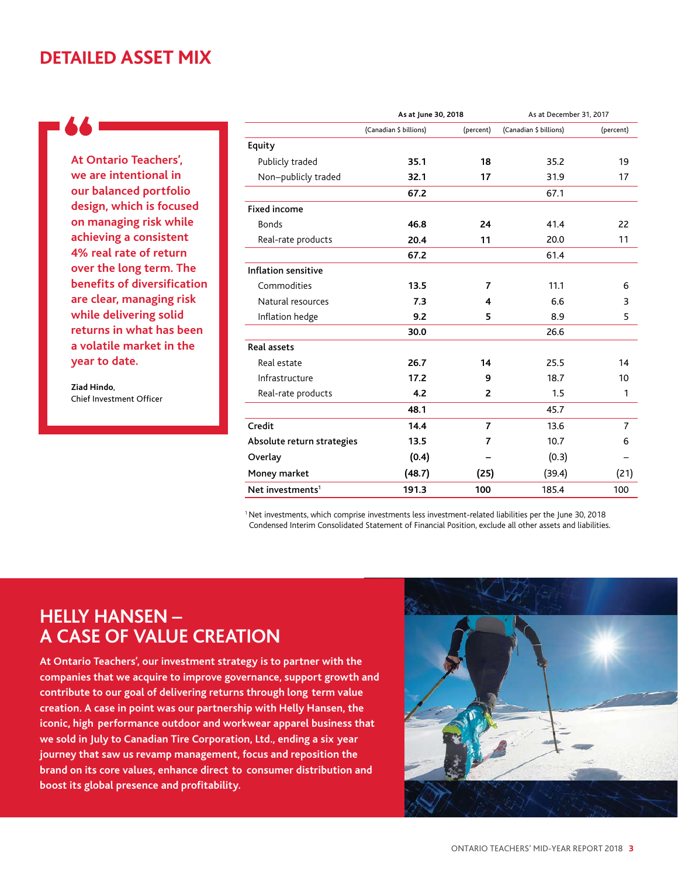# DETAILED ASSET MIX

> At Ontario Teachers', we are intentional in our balanced portfolio design, which is focused on managing risk while achieving a consistent 4% real rate of return over the long term. The benefits of diversification are clear, managing risk while delivering solid returns in what has been a volatile market in the year to date.
>
> **Ziad Hindo**, Chief Investment Officer

| | As at June 30, 2018 | | As at December 31, 2017 | |
|---|---|---|---|---|
| | (Canadian $ billions) | (percent) | (Canadian $ billions) | (percent) |
| **Equity** | | | | |
| Publicly traded | **35.1** | **18** | 35.2 | 19 |
| Non–publicly traded | **32.1** | **17** | 31.9 | 17 |
| | **67.2** | | 67.1 | |
| **Fixed income** | | | | |
| Bonds | **46.8** | **24** | 41.4 | 22 |
| Real-rate products | **20.4** | **11** | 20.0 | 11 |
| | **67.2** | | 61.4 | |
| **Inflation sensitive** | | | | |
| Commodities | **13.5** | **7** | 11.1 | 6 |
| Natural resources | **7.3** | **4** | 6.6 | 3 |
| Inflation hedge | **9.2** | **5** | 8.9 | 5 |
| | **30.0** | | 26.6 | |
| **Real assets** | | | | |
| Real estate | **26.7** | **14** | 25.5 | 14 |
| Infrastructure | **17.2** | **9** | 18.7 | 10 |
| Real-rate products | **4.2** | **2** | 1.5 | 1 |
| | **48.1** | | 45.7 | |
| **Credit** | **14.4** | **7** | 13.6 | 7 |
| **Absolute return strategies** | **13.5** | **7** | 10.7 | 6 |
| **Overlay** | **(0.4)** | **–** | (0.3) | – |
| **Money market** | **(48.7)** | **(25)** | (39.4) | (21) |
| **Net investments**[1] | **191.3** | **100** | 185.4 | 100 |

[1] Net investments, which comprise investments less investment-related liabilities per the June 30, 2018 Condensed Interim Consolidated Statement of Financial Position, exclude all other assets and liabilities.

## HELLY HANSEN – A CASE OF VALUE CREATION

**At Ontario Teachers', our investment strategy is to partner with the companies that we acquire to improve governance, support growth and contribute to our goal of delivering returns through long term value creation. A case in point was our partnership with Helly Hansen, the iconic, high performance outdoor and workwear apparel business that we sold in July to Canadian Tire Corporation, Ltd., ending a six year journey that saw us revamp management, focus and reposition the brand on its core values, enhance direct to consumer distribution and boost its global presence and profitability.**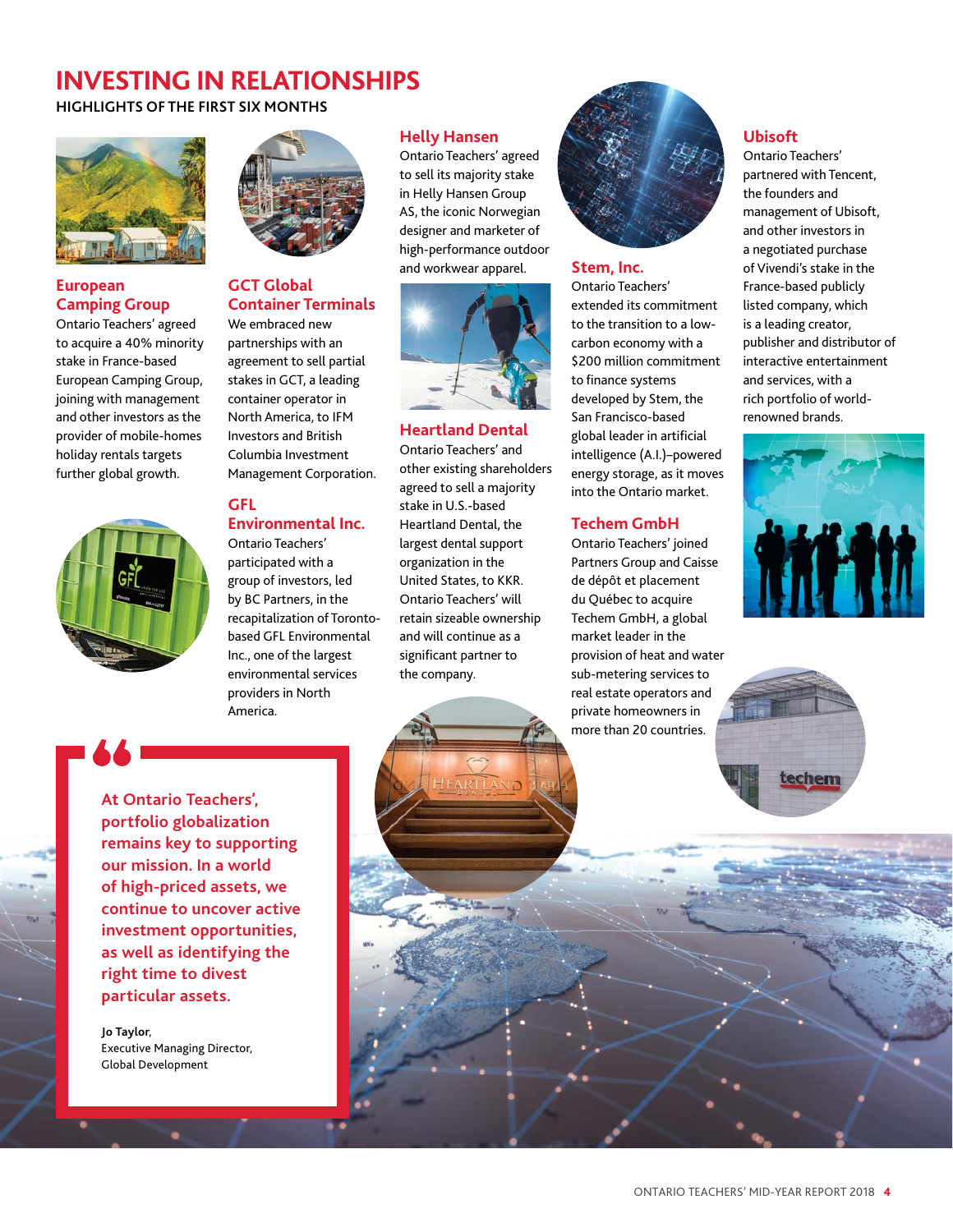# INVESTING IN RELATIONSHIPS

**HIGHLIGHTS OF THE FIRST SIX MONTHS**

### European Camping Group

Ontario Teachers' agreed to acquire a 40% minority stake in France-based European Camping Group, joining with management and other investors as the provider of mobile-homes holiday rentals targets further global growth.

### GCT Global Container Terminals

We embraced new partnerships with an agreement to sell partial stakes in GCT, a leading container operator in North America, to IFM Investors and British Columbia Investment Management Corporation.

### GFL Environmental Inc.

Ontario Teachers' participated with a group of investors, led by BC Partners, in the recapitalization of Toronto-based GFL Environmental Inc., one of the largest environmental services providers in North America.

### Helly Hansen

Ontario Teachers' agreed to sell its majority stake in Helly Hansen Group AS, the iconic Norwegian designer and marketer of high-performance outdoor and workwear apparel.

### Heartland Dental

Ontario Teachers' and other existing shareholders agreed to sell a majority stake in U.S.-based Heartland Dental, the largest dental support organization in the United States, to KKR. Ontario Teachers' will retain sizeable ownership and will continue as a significant partner to the company.

### Stem, Inc.

Ontario Teachers' extended its commitment to the transition to a low-carbon economy with a $200 million commitment to finance systems developed by Stem, the San Francisco-based global leader in artificial intelligence (A.I.)–powered energy storage, as it moves into the Ontario market.

### Techem GmbH

Ontario Teachers' joined Partners Group and Caisse de dépôt et placement du Québec to acquire Techem GmbH, a global market leader in the provision of heat and water sub-metering services to real estate operators and private homeowners in more than 20 countries.

### Ubisoft

Ontario Teachers' partnered with Tencent, the founders and management of Ubisoft, and other investors in a negotiated purchase of Vivendi's stake in the France-based publicly listed company, which is a leading creator, publisher and distributor of interactive entertainment and services, with a rich portfolio of world-renowned brands.

> **At Ontario Teachers', portfolio globalization remains key to supporting our mission. In a world of high-priced assets, we continue to uncover active investment opportunities, as well as identifying the right time to divest particular assets.**
>
> **Jo Taylor**,
> Executive Managing Director,
> Global Development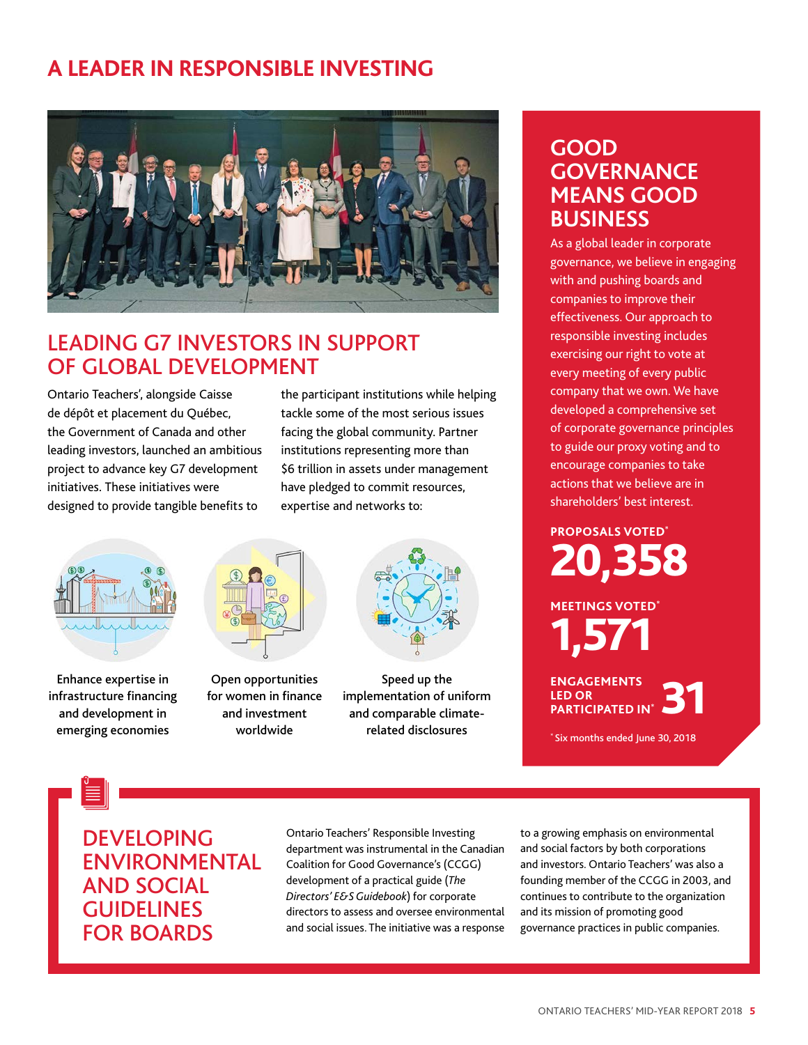# A LEADER IN RESPONSIBLE INVESTING

## LEADING G7 INVESTORS IN SUPPORT OF GLOBAL DEVELOPMENT

Ontario Teachers', alongside Caisse de dépôt et placement du Québec, the Government of Canada and other leading investors, launched an ambitious project to advance key G7 development initiatives. These initiatives were designed to provide tangible benefits to the participant institutions while helping tackle some of the most serious issues facing the global community. Partner institutions representing more than $6 trillion in assets under management have pledged to commit resources, expertise and networks to:

- Enhance expertise in infrastructure financing and development in emerging economies
- Open opportunities for women in finance and investment worldwide
- Speed up the implementation of uniform and comparable climate-related disclosures

## GOOD GOVERNANCE MEANS GOOD BUSINESS

As a global leader in corporate governance, we believe in engaging with and pushing boards and companies to improve their effectiveness. Our approach to responsible investing includes exercising our right to vote at every meeting of every public company that we own. We have developed a comprehensive set of corporate governance principles to guide our proxy voting and to encourage companies to take actions that we believe are in shareholders' best interest.

**PROPOSALS VOTED***
**20,358**

**MEETINGS VOTED***
**1,571**

**ENGAGEMENTS LED OR PARTICIPATED IN*** **31**

* Six months ended June 30, 2018

## DEVELOPING ENVIRONMENTAL AND SOCIAL GUIDELINES FOR BOARDS

Ontario Teachers' Responsible Investing department was instrumental in the Canadian Coalition for Good Governance's (CCGG) development of a practical guide (*The Directors' E&S Guidebook*) for corporate directors to assess and oversee environmental and social issues. The initiative was a response to a growing emphasis on environmental and social factors by both corporations and investors. Ontario Teachers' was also a founding member of the CCGG in 2003, and continues to contribute to the organization and its mission of promoting good governance practices in public companies.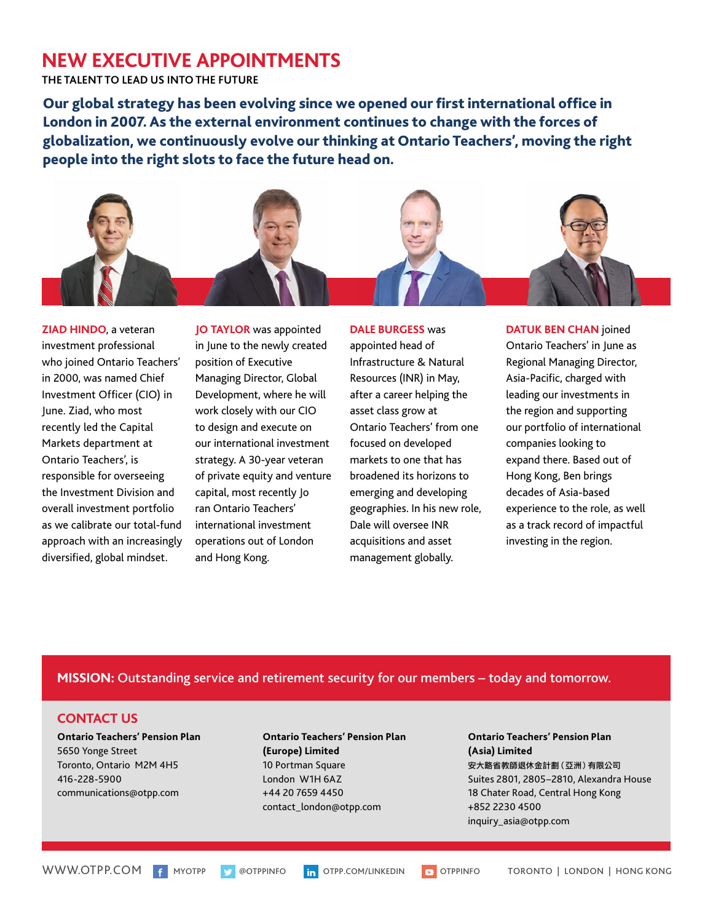# NEW EXECUTIVE APPOINTMENTS

**THE TALENT TO LEAD US INTO THE FUTURE**

**Our global strategy has been evolving since we opened our first international office in London in 2007. As the external environment continues to change with the forces of globalization, we continuously evolve our thinking at Ontario Teachers', moving the right people into the right slots to face the future head on.**

**ZIAD HINDO**, a veteran investment professional who joined Ontario Teachers' in 2000, was named Chief Investment Officer (CIO) in June. Ziad, who most recently led the Capital Markets department at Ontario Teachers', is responsible for overseeing the Investment Division and overall investment portfolio as we calibrate our total-fund approach with an increasingly diversified, global mindset.

**JO TAYLOR** was appointed in June to the newly created position of Executive Managing Director, Global Development, where he will work closely with our CIO to design and execute on our international investment strategy. A 30-year veteran of private equity and venture capital, most recently Jo ran Ontario Teachers' international investment operations out of London and Hong Kong.

**DALE BURGESS** was appointed head of Infrastructure & Natural Resources (INR) in May, after a career helping the asset class grow at Ontario Teachers' from one focused on developed markets to one that has broadened its horizons to emerging and developing geographies. In his new role, Dale will oversee INR acquisitions and asset management globally.

**DATUK BEN CHAN** joined Ontario Teachers' in June as Regional Managing Director, Asia-Pacific, charged with leading our investments in the region and supporting our portfolio of international companies looking to expand there. Based out of Hong Kong, Ben brings decades of Asia-based experience to the role, as well as a track record of impactful investing in the region.

**MISSION:** Outstanding service and retirement security for our members – today and tomorrow.

## CONTACT US

**Ontario Teachers' Pension Plan**
5650 Yonge Street
Toronto, Ontario M2M 4H5
416-228-5900
communications@otpp.com

**Ontario Teachers' Pension Plan (Europe) Limited**
10 Portman Square
London W1H 6AZ
+44 20 7659 4450
contact_london@otpp.com

**Ontario Teachers' Pension Plan (Asia) Limited**
安大略省教師退休金計劃（亞洲）有限公司
Suites 2801, 2805–2810, Alexandra House
18 Chater Road, Central Hong Kong
+852 2230 4500
inquiry_asia@otpp.com

WWW.OTPP.COM | MYOTPP | @OTPPINFO | OTPP.COM/LINKEDIN | OTPPINFO | TORONTO | LONDON | HONG KONG